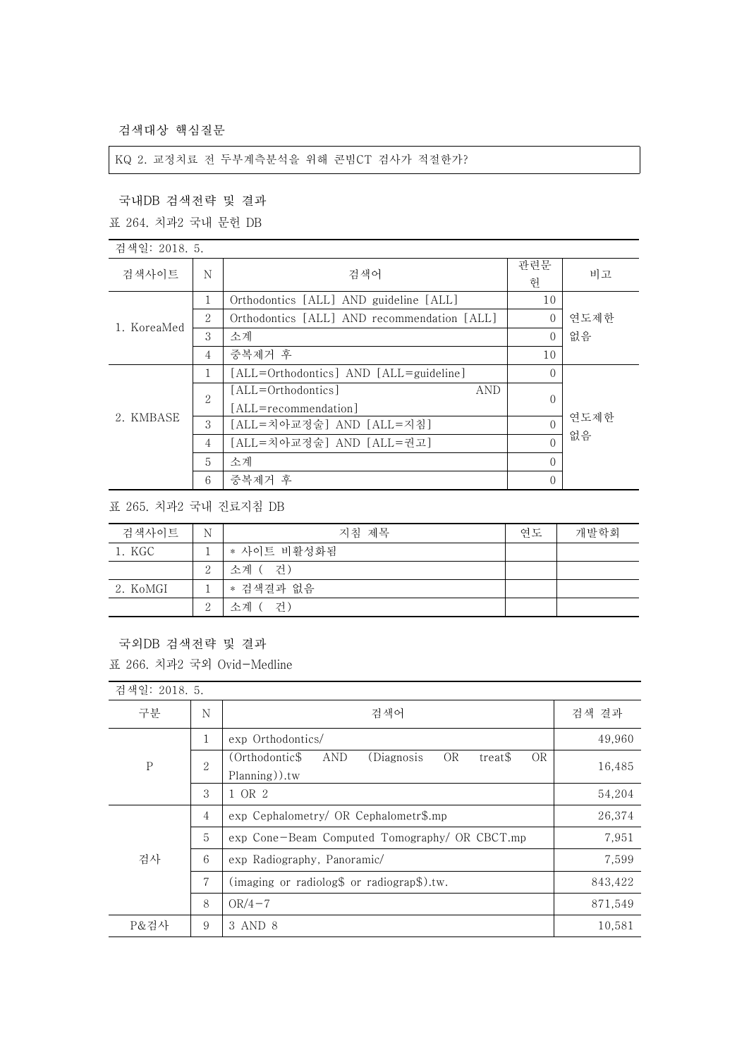### 검색대상 핵심질문

KQ 2. 교정치료 전 두부계측분석을 위해 콘빔CT 검사가 적절한가?

### 국내DB 검색전략 및 결과

표 264. 치과2 국내 문헌 DB

검색일: 2018. 5.

| 검색사이트 | N | 검색어 | 관련문헌 | 비고 |
|---|---|---|---|---|
| 1. KoreaMed | 1 | Orthodontics [ALL] AND guideline [ALL] | 10 | 연도제한 없음 |
| | 2 | Orthodontics [ALL] AND recommendation [ALL] | 0 | |
| | 3 | 소계 | 0 | |
| | 4 | 중복제거 후 | 10 | |
| 2. KMBASE | 1 | [ALL=Orthodontics] AND [ALL=guideline] | 0 | 연도제한 없음 |
| | 2 | [ALL=Orthodontics] AND [ALL=recommendation] | 0 | |
| | 3 | [ALL=치아교정술] AND [ALL=지침] | 0 | |
| | 4 | [ALL=치아교정술] AND [ALL=권고] | 0 | |
| | 5 | 소계 | 0 | |
| | 6 | 중복제거 후 | 0 | |

표 265. 치과2 국내 진료지침 DB

| 검색사이트 | N | 지침 제목 | 연도 | 개발학회 |
|---|---|---|---|---|
| 1. KGC | 1 | * 사이트 비활성화됨 | | |
| | 2 | 소계 ( 건) | | |
| 2. KoMGI | 1 | * 검색결과 없음 | | |
| | 2 | 소계 ( 건) | | |

### 국외DB 검색전략 및 결과

표 266. 치과2 국외 Ovid-Medline

검색일: 2018. 5.

| 구분 | N | 검색어 | 검색 결과 |
|---|---|---|---|
| P | 1 | exp Orthodontics/ | 49,960 |
| | 2 | (Orthodontic$ AND (Diagnosis OR treat$ OR Planning)).tw | 16,485 |
| | 3 | 1 OR 2 | 54,204 |
| 검사 | 4 | exp Cephalometry/ OR Cephalometr$.mp | 26,374 |
| | 5 | exp Cone-Beam Computed Tomography/ OR CBCT.mp | 7,951 |
| | 6 | exp Radiography, Panoramic/ | 7,599 |
| | 7 | (imaging or radiolog$ or radiograp$).tw. | 843,422 |
| | 8 | OR/4-7 | 871,549 |
| P&검사 | 9 | 3 AND 8 | 10,581 |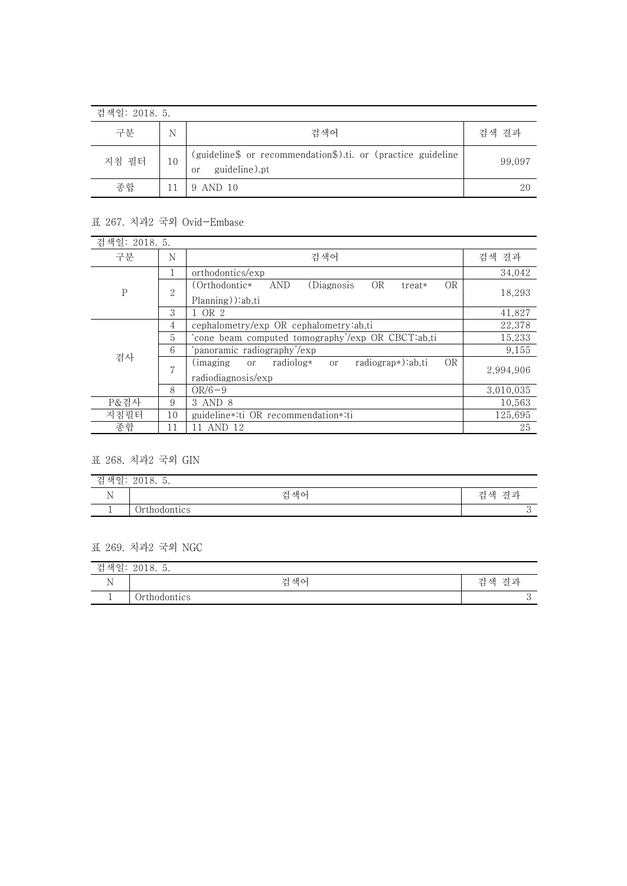| 검색일: 2018. 5. | | | |
|---|---|---|---|
| 구분 | N | 검색어 | 검색 결과 |
| 지침 필터 | 10 | (guideline$ or recommendation$).ti. or (practice guideline or guideline).pt | 99,097 |
| 종합 | 11 | 9 AND 10 | 20 |

표 267. 치과2 국외 Ovid-Embase

| 검색일: 2018. 5. | | | |
|---|---|---|---|
| 구분 | N | 검색어 | 검색 결과 |
| P | 1 | orthodontics/exp | 34,042 |
| | 2 | (Orthodontic* AND (Diagnosis OR treat* OR Planning)):ab,ti | 18,293 |
| | 3 | 1 OR 2 | 41,827 |
| 검사 | 4 | cephalometry/exp OR cephalometry:ab,ti | 22,378 |
| | 5 | 'cone beam computed tomography'/exp OR CBCT:ab,ti | 15,233 |
| | 6 | 'panoramic radiography'/exp | 9,155 |
| | 7 | (imaging or radiolog* or radiograp*):ab,ti OR radiodiagnosis/exp | 2,994,906 |
| | 8 | OR/6-9 | 3,010,035 |
| P&검사 | 9 | 3 AND 8 | 10,563 |
| 지침필터 | 10 | guideline*:ti OR recommendation*:ti | 125,695 |
| 종합 | 11 | 11 AND 12 | 25 |

표 268. 치과2 국외 GIN

| 검색일: 2018. 5. | | |
|---|---|---|
| N | 검색어 | 검색 결과 |
| 1 | Orthodontics | 3 |

표 269. 치과2 국외 NGC

| 검색일: 2018. 5. | | |
|---|---|---|
| N | 검색어 | 검색 결과 |
| 1 | Orthodontics | 3 |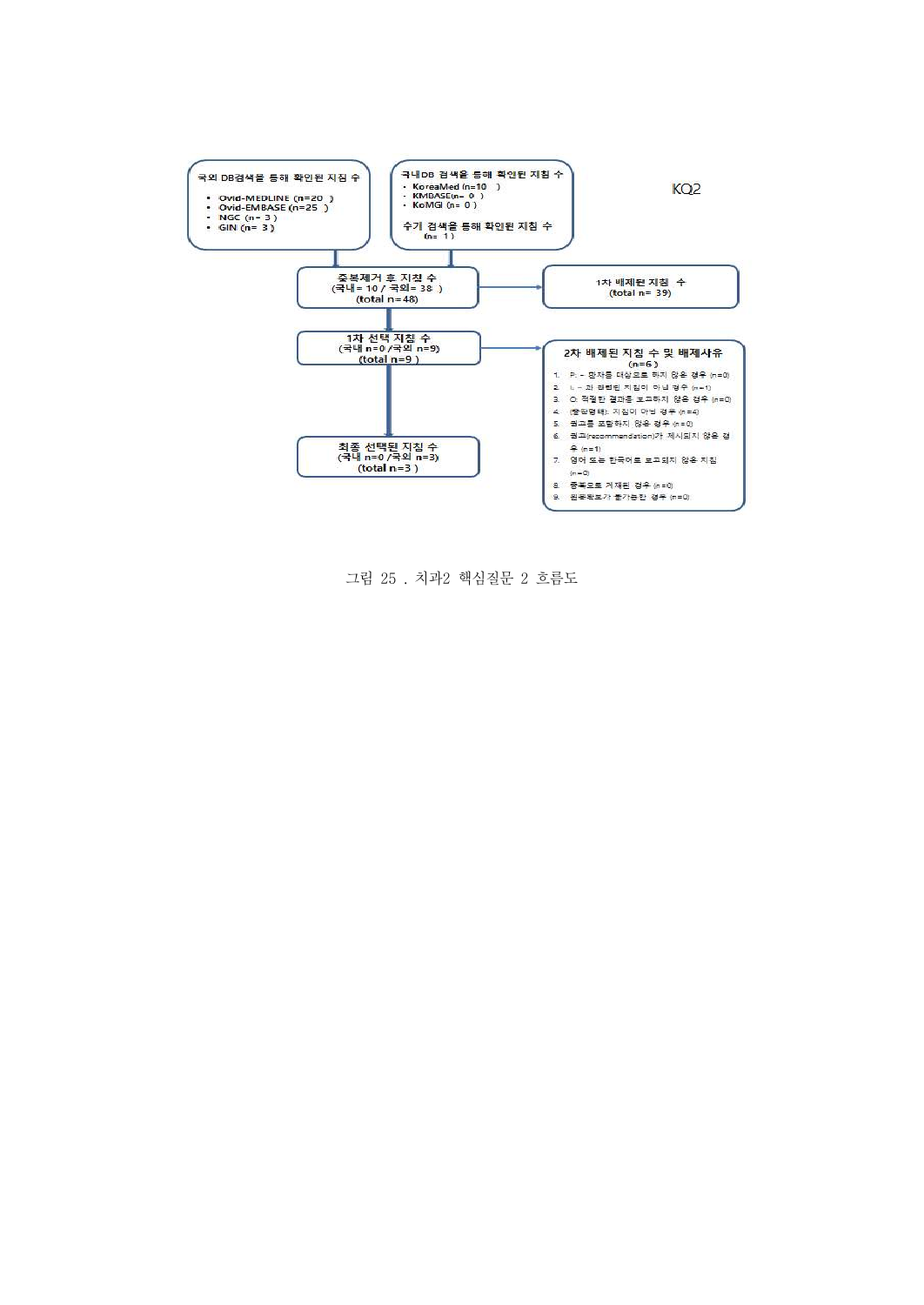KQ2

국외 DB검색을 통해 확인된 지침 수

- Ovid-MEDLINE (n=20 )
- Ovid-EMBASE (n=25 )
- NGC (n= 3 )
- GIN (n= 3 )

국내DB 검색을 통해 확인된 지침 수

- KoreaMed (n=10 )
- KMBASE(n= 0 )
- KoMGI (n= 0 )

수기 검색을 통해 확인된 지침 수
(n= 1 )

중복제거 후 지침 수
(국내= 10 / 국외= 38 )
(total n=48)

1차 배제된 지침 수
(total n= 39)

1차 선택 지침 수
(국내 n=0 /국외 n=9)
(total n=9 )

2차 배제된 지침 수 및 배제사유
(n=6 )

1. P: - 환자를 대상으로 하지 않은 경우 (n=0)
2. I: - 과 관련된 지침이 아닌 경우 (n=1)
3. O: 적절한 결과를 보고하지 않은 경우 (n=0)
4. (출판형태): 지침이 아닌 경우 (n=4)
5. 권고를 포함하지 않은 경우 (n=0)
6. 권고(recommendation)가 제시되지 않은 경우 (n=1)
7. 영어 또는 한국어로 보고되지 않은 지침 (n=0)
8. 중복으로 게재된 경우 (n=0)
9. 원문확보가 불가능한 경우 (n=0)

최종 선택된 지침 수
(국내 n=0 /국외 n=3)
(total n=3 )

그림 25 . 치과2 핵심질문 2 흐름도